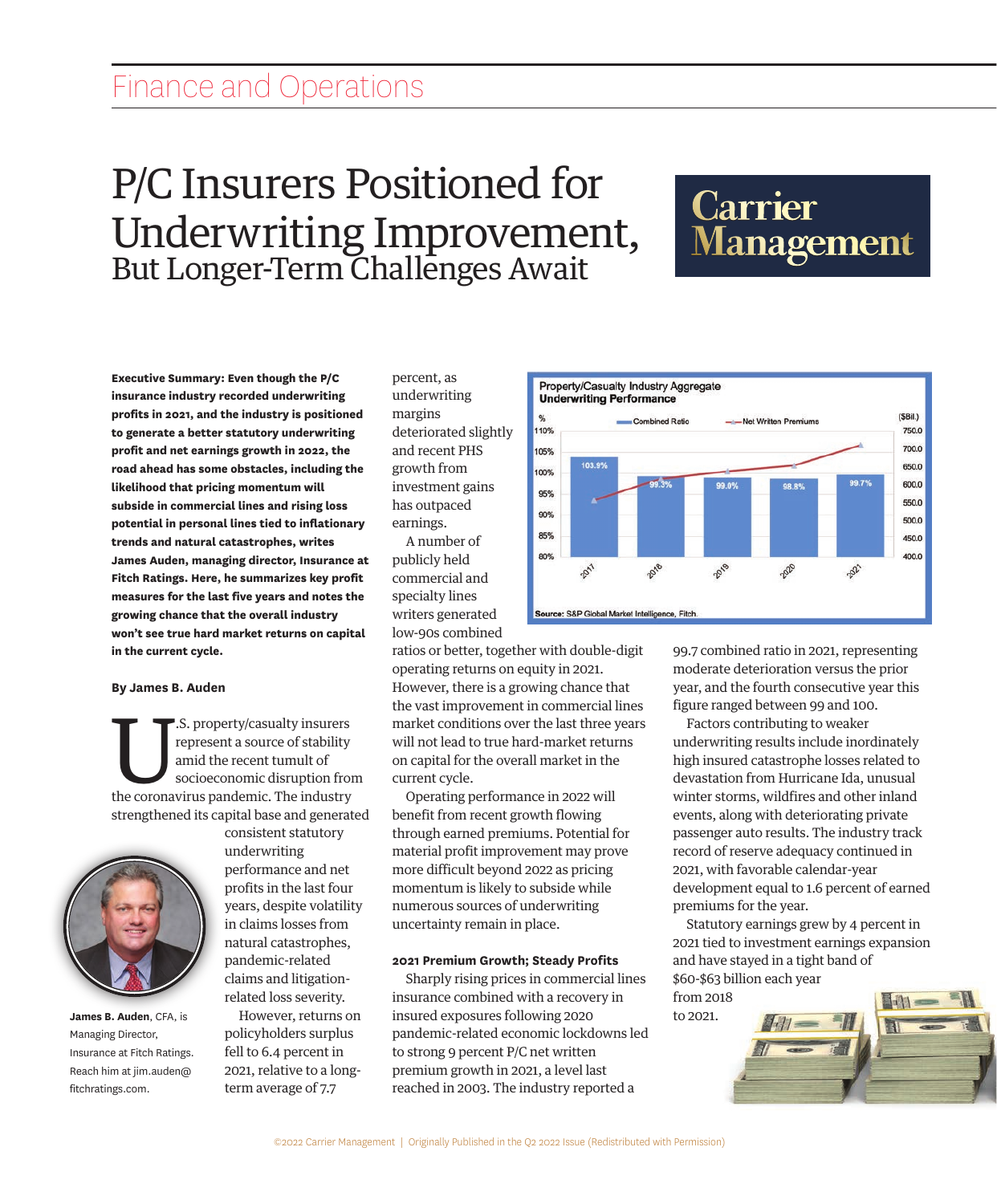# P/C Insurers Positioned for Underwriting Improvement,

## But Longer-Term Challenges Await

**Executive Summary: Even though the P/C insurance industry recorded underwriting profits in 2021, and the industry is positioned to generate a better statutory underwriting profit and net earnings growth in 2022, the road ahead has some obstacles, including the likelihood that pricing momentum will subside in commercial lines and rising loss potential in personal lines tied to inflationary trends and natural catastrophes, writes James Auden, managing director, Insurance at Fitch Ratings. Here, he summarizes key profit measures for the last five years and notes the growing chance that the overall industry won't see true hard market returns on capital in the current cycle.**

**By James B. Auden**

U.S. property/casualty insurers represent a source of stability amid the recent tumult of socioeconomic disruption from the coronavirus pandemic. The industry strengthened its capital base and generated consistent statutory underwriting performance and net profits in the last four years, despite volatility in claims losses from natural catastrophes, pandemic-related claims and litigation-related loss severity.

**James B. Auden**, CFA, is Managing Director, Insurance at Fitch Ratings. Reach him at jim.auden@fitchratings.com.

However, returns on policyholders surplus fell to 6.4 percent in 2021, relative to a long-term average of 7.7 percent, as underwriting margins deteriorated slightly and recent PHS growth from investment gains has outpaced earnings.

A number of publicly held commercial and specialty lines writers generated low-90s combined ratios or better, together with double-digit operating returns on equity in 2021. However, there is a growing chance that the vast improvement in commercial lines market conditions over the last three years will not lead to true hard-market returns on capital for the overall market in the current cycle.

Operating performance in 2022 will benefit from recent growth flowing through earned premiums. Potential for material profit improvement may prove more difficult beyond 2022 as pricing momentum is likely to subside while numerous sources of underwriting uncertainty remain in place.

**Property/Casualty Industry Aggregate Underwriting Performance**

| Year | Combined Ratio (%) |
|---|---|
| 2017 | 103.9% |
| 2018 | 99.3% |
| 2019 | 99.0% |
| 2020 | 98.8% |
| 2021 | 99.7% |

Source: S&P Global Market Intelligence, Fitch.

### 2021 Premium Growth; Steady Profits

Sharply rising prices in commercial lines insurance combined with a recovery in insured exposures following 2020 pandemic-related economic lockdowns led to strong 9 percent P/C net written premium growth in 2021, a level last reached in 2003. The industry reported a 99.7 combined ratio in 2021, representing moderate deterioration versus the prior year, and the fourth consecutive year this figure ranged between 99 and 100.

Factors contributing to weaker underwriting results include inordinately high insured catastrophe losses related to devastation from Hurricane Ida, unusual winter storms, wildfires and other inland events, along with deteriorating private passenger auto results. The industry track record of reserve adequacy continued in 2021, with favorable calendar-year development equal to 1.6 percent of earned premiums for the year.

Statutory earnings grew by 4 percent in 2021 tied to investment earnings expansion and have stayed in a tight band of $60-$63 billion each year from 2018 to 2021.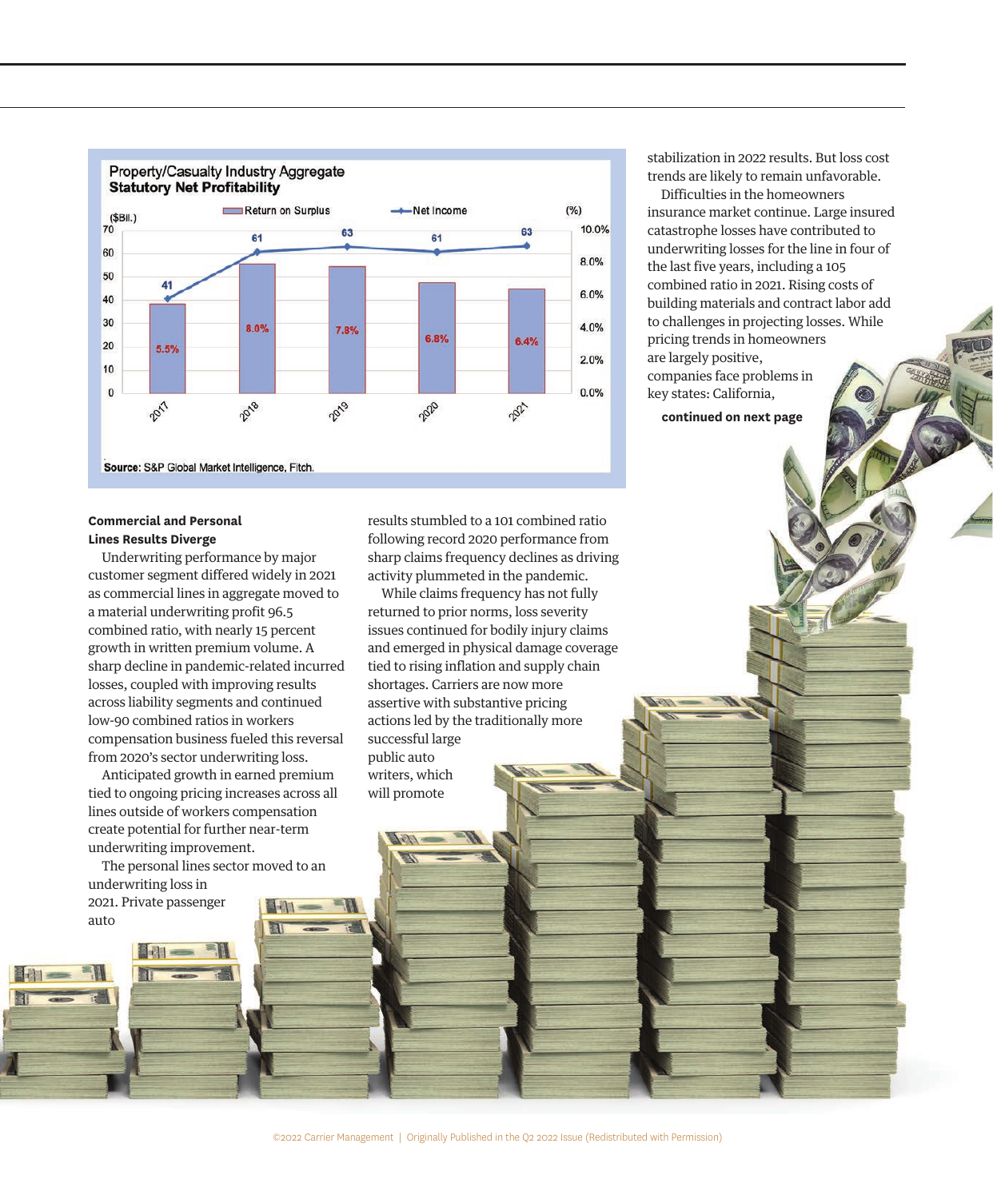**Property/Casualty Industry Aggregate Statutory Net Profitability**

| Year | Net Income ($Bil.) | Return on Surplus (%) |
|---|---|---|
| 2017 | 41 | 5.5% |
| 2018 | 61 | 8.0% |
| 2019 | 63 | 7.8% |
| 2020 | 61 | 6.8% |
| 2021 | 63 | 6.4% |

**Source:** S&P Global Market Intelligence, Fitch.

stabilization in 2022 results. But loss cost trends are likely to remain unfavorable.

Difficulties in the homeowners insurance market continue. Large insured catastrophe losses have contributed to underwriting losses for the line in four of the last five years, including a 105 combined ratio in 2021. Rising costs of building materials and contract labor add to challenges in projecting losses. While pricing trends in homeowners are largely positive, companies face problems in key states: California,

**continued on next page**

### Commercial and Personal Lines Results Diverge

Underwriting performance by major customer segment differed widely in 2021 as commercial lines in aggregate moved to a material underwriting profit 96.5 combined ratio, with nearly 15 percent growth in written premium volume. A sharp decline in pandemic-related incurred losses, coupled with improving results across liability segments and continued low-90 combined ratios in workers compensation business fueled this reversal from 2020's sector underwriting loss.

Anticipated growth in earned premium tied to ongoing pricing increases across all lines outside of workers compensation create potential for further near-term underwriting improvement.

The personal lines sector moved to an underwriting loss in 2021. Private passenger auto results stumbled to a 101 combined ratio following record 2020 performance from sharp claims frequency declines as driving activity plummeted in the pandemic.

While claims frequency has not fully returned to prior norms, loss severity issues continued for bodily injury claims and emerged in physical damage coverage tied to rising inflation and supply chain shortages. Carriers are now more assertive with substantive pricing actions led by the traditionally more successful large public auto writers, which will promote

©2022 Carrier Management | Originally Published in the Q2 2022 Issue (Redistributed with Permission)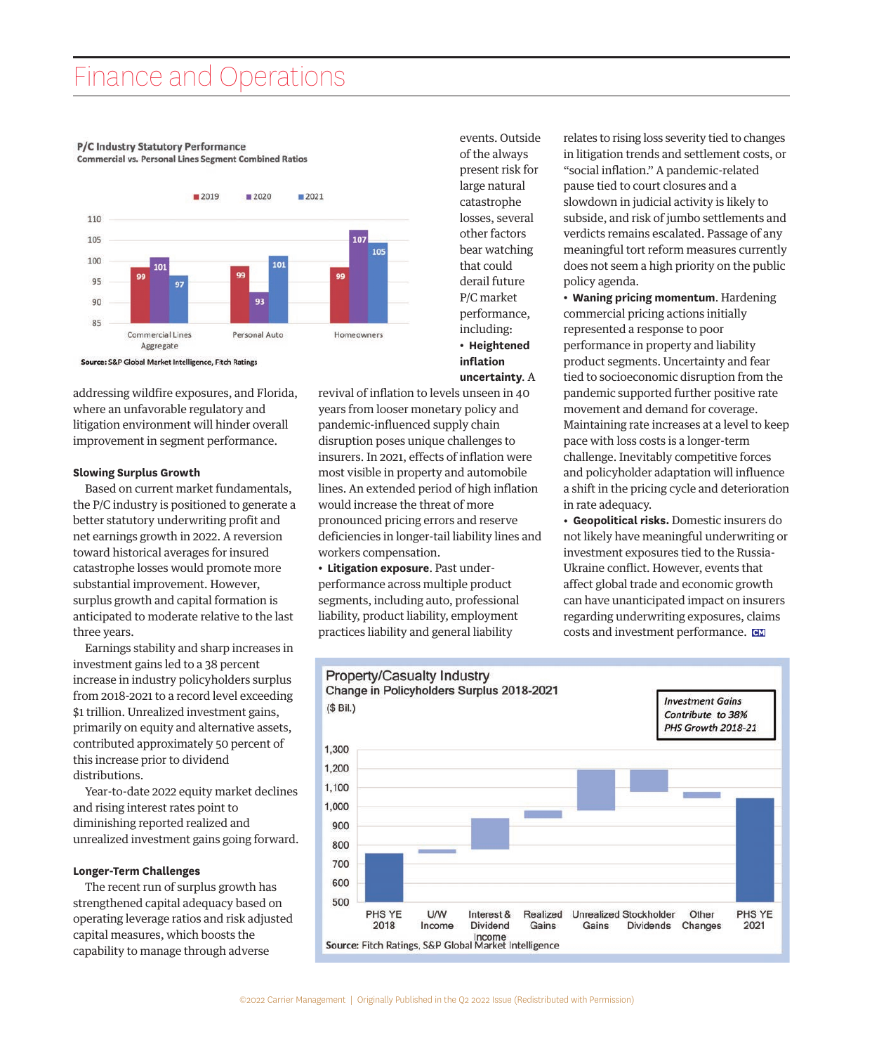# Finance and Operations

**P/C Industry Statutory Performance**
**Commercial vs. Personal Lines Segment Combined Ratios**

2019 2020 2021

110
105
100
95
90
85

99 101 97
99 93 101
99 107 105

Commercial Lines Aggregate
Personal Auto
Homeowners

**Source:** S&P Global Market Intelligence, Fitch Ratings

addressing wildfire exposures, and Florida, where an unfavorable regulatory and litigation environment will hinder overall improvement in segment performance.

### Slowing Surplus Growth

Based on current market fundamentals, the P/C industry is positioned to generate a better statutory underwriting profit and net earnings growth in 2022. A reversion toward historical averages for insured catastrophe losses would promote more substantial improvement. However, surplus growth and capital formation is anticipated to moderate relative to the last three years.

Earnings stability and sharp increases in investment gains led to a 38 percent increase in industry policyholders surplus from 2018-2021 to a record level exceeding $1 trillion. Unrealized investment gains, primarily on equity and alternative assets, contributed approximately 50 percent of this increase prior to dividend distributions.

Year-to-date 2022 equity market declines and rising interest rates point to diminishing reported realized and unrealized investment gains going forward.

### Longer-Term Challenges

The recent run of surplus growth has strengthened capital adequacy based on operating leverage ratios and risk adjusted capital measures, which boosts the capability to manage through adverse events. Outside of the always present risk for large natural catastrophe losses, several other factors bear watching that could derail future P/C market performance, including:

- **Heightened inflation uncertainty**. A revival of inflation to levels unseen in 40 years from looser monetary policy and pandemic-influenced supply chain disruption poses unique challenges to insurers. In 2021, effects of inflation were most visible in property and automobile lines. An extended period of high inflation would increase the threat of more pronounced pricing errors and reserve deficiencies in longer-tail liability lines and workers compensation.
- **Litigation exposure**. Past under-performance across multiple product segments, including auto, professional liability, product liability, employment practices liability and general liability relates to rising loss severity tied to changes in litigation trends and settlement costs, or "social inflation." A pandemic-related pause tied to court closures and a slowdown in judicial activity is likely to subside, and risk of jumbo settlements and verdicts remains escalated. Passage of any meaningful tort reform measures currently does not seem a high priority on the public policy agenda.
- **Waning pricing momentum**. Hardening commercial pricing actions initially represented a response to poor performance in property and liability product segments. Uncertainty and fear tied to socioeconomic disruption from the pandemic supported further positive rate movement and demand for coverage. Maintaining rate increases at a level to keep pace with loss costs is a longer-term challenge. Inevitably competitive forces and policyholder adaptation will influence a shift in the pricing cycle and deterioration in rate adequacy.
- **Geopolitical risks.** Domestic insurers do not likely have meaningful underwriting or investment exposures tied to the Russia-Ukraine conflict. However, events that affect global trade and economic growth can have unanticipated impact on insurers regarding underwriting exposures, claims costs and investment performance.

**Property/Casualty Industry**
**Change in Policyholders Surplus 2018-2021**
($ Bil.)

*Investment Gains Contribute to 38% PHS Growth 2018-21*

1,300
1,200
1,100
1,000
900
800
700
600
500

PHS YE 2018
U/W Income
Interest & Dividend Income
Realized Gains
Unrealized Gains
Stockholder Dividends
Other Changes
PHS YE 2021

**Source:** Fitch Ratings, S&P Global Market Intelligence